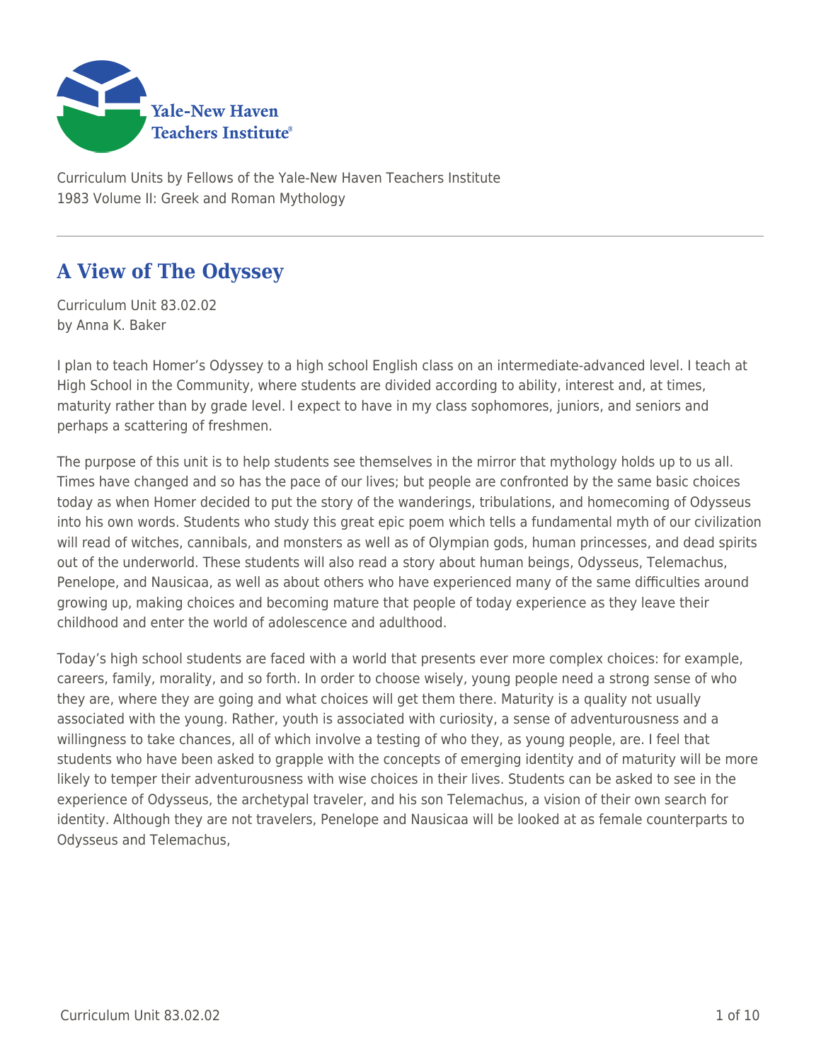Curriculum Units by Fellows of the Yale-New Haven Teachers Institute
1983 Volume II: Greek and Roman Mythology

# A View of The Odyssey

Curriculum Unit 83.02.02
by Anna K. Baker

I plan to teach Homer's Odyssey to a high school English class on an intermediate-advanced level. I teach at High School in the Community, where students are divided according to ability, interest and, at times, maturity rather than by grade level. I expect to have in my class sophomores, juniors, and seniors and perhaps a scattering of freshmen.

The purpose of this unit is to help students see themselves in the mirror that mythology holds up to us all. Times have changed and so has the pace of our lives; but people are confronted by the same basic choices today as when Homer decided to put the story of the wanderings, tribulations, and homecoming of Odysseus into his own words. Students who study this great epic poem which tells a fundamental myth of our civilization will read of witches, cannibals, and monsters as well as of Olympian gods, human princesses, and dead spirits out of the underworld. These students will also read a story about human beings, Odysseus, Telemachus, Penelope, and Nausicaa, as well as about others who have experienced many of the same difficulties around growing up, making choices and becoming mature that people of today experience as they leave their childhood and enter the world of adolescence and adulthood.

Today's high school students are faced with a world that presents ever more complex choices: for example, careers, family, morality, and so forth. In order to choose wisely, young people need a strong sense of who they are, where they are going and what choices will get them there. Maturity is a quality not usually associated with the young. Rather, youth is associated with curiosity, a sense of adventurousness and a willingness to take chances, all of which involve a testing of who they, as young people, are. I feel that students who have been asked to grapple with the concepts of emerging identity and of maturity will be more likely to temper their adventurousness with wise choices in their lives. Students can be asked to see in the experience of Odysseus, the archetypal traveler, and his son Telemachus, a vision of their own search for identity. Although they are not travelers, Penelope and Nausicaa will be looked at as female counterparts to Odysseus and Telemachus,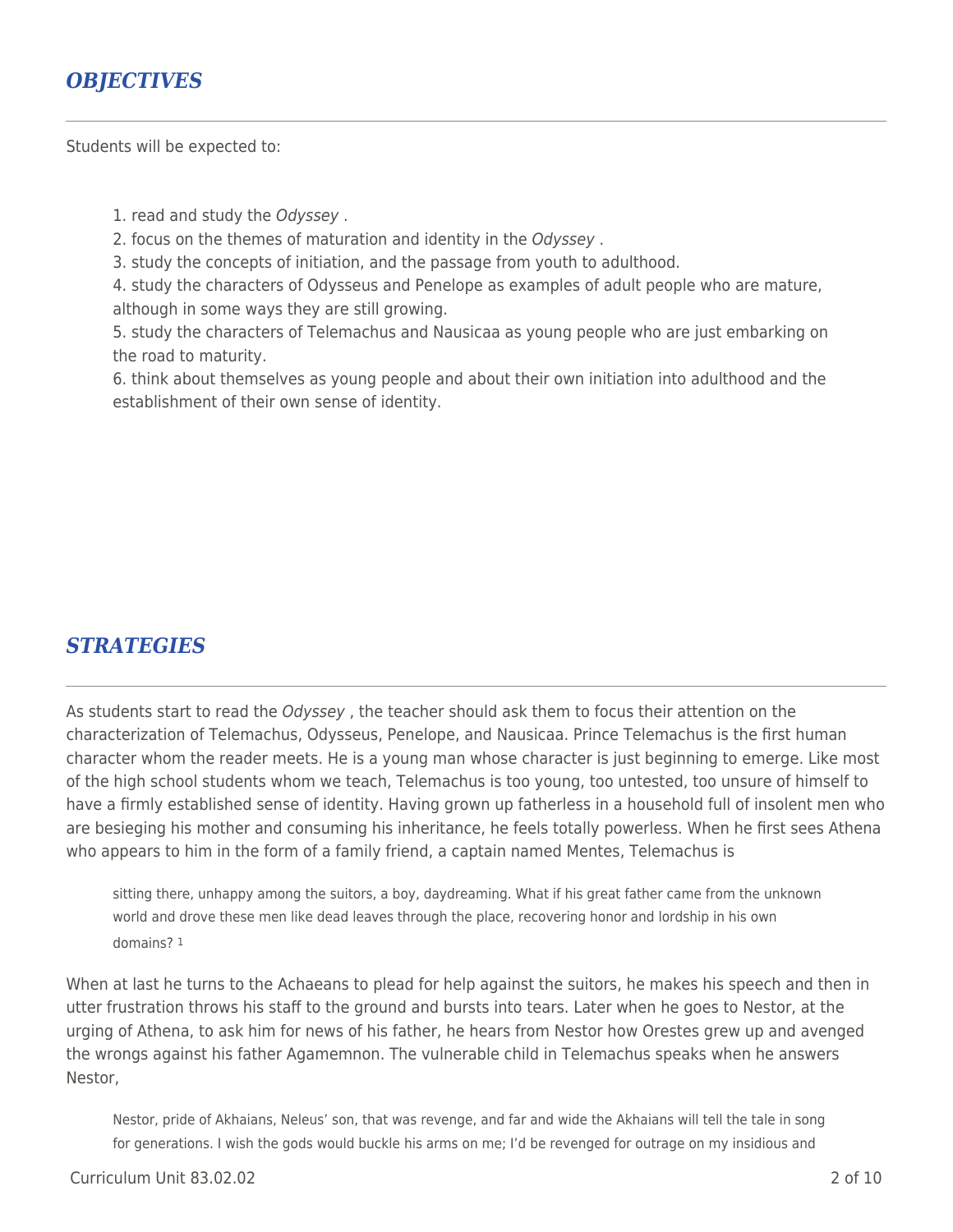## *OBJECTIVES*

Students will be expected to:

1. read and study the *Odyssey* .
2. focus on the themes of maturation and identity in the *Odyssey* .
3. study the concepts of initiation, and the passage from youth to adulthood.
4. study the characters of Odysseus and Penelope as examples of adult people who are mature, although in some ways they are still growing.
5. study the characters of Telemachus and Nausicaa as young people who are just embarking on the road to maturity.
6. think about themselves as young people and about their own initiation into adulthood and the establishment of their own sense of identity.

## *STRATEGIES*

As students start to read the *Odyssey* , the teacher should ask them to focus their attention on the characterization of Telemachus, Odysseus, Penelope, and Nausicaa. Prince Telemachus is the first human character whom the reader meets. He is a young man whose character is just beginning to emerge. Like most of the high school students whom we teach, Telemachus is too young, too untested, too unsure of himself to have a firmly established sense of identity. Having grown up fatherless in a household full of insolent men who are besieging his mother and consuming his inheritance, he feels totally powerless. When he first sees Athena who appears to him in the form of a family friend, a captain named Mentes, Telemachus is

> sitting there, unhappy among the suitors, a boy, daydreaming. What if his great father came from the unknown world and drove these men like dead leaves through the place, recovering honor and lordship in his own domains? [1]

When at last he turns to the Achaeans to plead for help against the suitors, he makes his speech and then in utter frustration throws his staff to the ground and bursts into tears. Later when he goes to Nestor, at the urging of Athena, to ask him for news of his father, he hears from Nestor how Orestes grew up and avenged the wrongs against his father Agamemnon. The vulnerable child in Telemachus speaks when he answers Nestor,

> Nestor, pride of Akhaians, Neleus' son, that was revenge, and far and wide the Akhaians will tell the tale in song for generations. I wish the gods would buckle his arms on me; I'd be revenged for outrage on my insidious and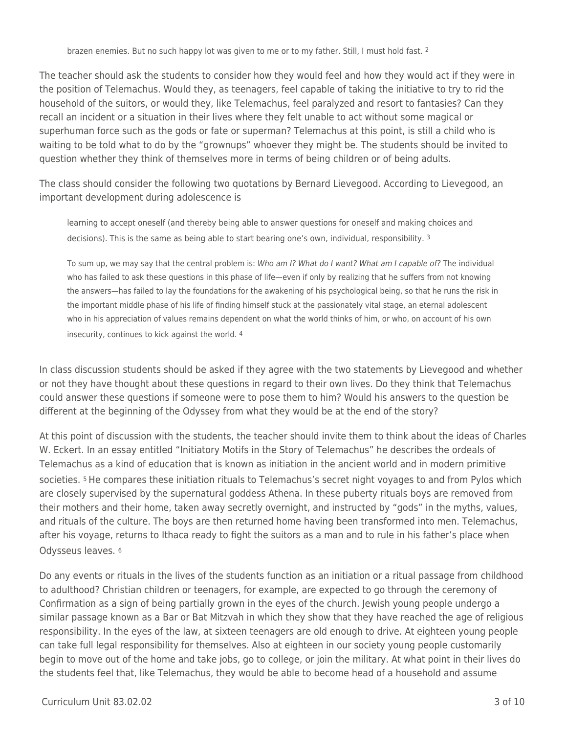> brazen enemies. But no such happy lot was given to me or to my father. Still, I must hold fast. [2]

The teacher should ask the students to consider how they would feel and how they would act if they were in the position of Telemachus. Would they, as teenagers, feel capable of taking the initiative to try to rid the household of the suitors, or would they, like Telemachus, feel paralyzed and resort to fantasies? Can they recall an incident or a situation in their lives where they felt unable to act without some magical or superhuman force such as the gods or fate or superman? Telemachus at this point, is still a child who is waiting to be told what to do by the "grownups" whoever they might be. The students should be invited to question whether they think of themselves more in terms of being children or of being adults.

The class should consider the following two quotations by Bernard Lievegood. According to Lievegood, an important development during adolescence is

> learning to accept oneself (and thereby being able to answer questions for oneself and making choices and decisions). This is the same as being able to start bearing one's own, individual, responsibility. [3]

> To sum up, we may say that the central problem is: *Who am I? What do I want? What am I capable of?* The individual who has failed to ask these questions in this phase of life—even if only by realizing that he suffers from not knowing the answers—has failed to lay the foundations for the awakening of his psychological being, so that he runs the risk in the important middle phase of his life of finding himself stuck at the passionately vital stage, an eternal adolescent who in his appreciation of values remains dependent on what the world thinks of him, or who, on account of his own insecurity, continues to kick against the world. [4]

In class discussion students should be asked if they agree with the two statements by Lievegood and whether or not they have thought about these questions in regard to their own lives. Do they think that Telemachus could answer these questions if someone were to pose them to him? Would his answers to the question be different at the beginning of the Odyssey from what they would be at the end of the story?

At this point of discussion with the students, the teacher should invite them to think about the ideas of Charles W. Eckert. In an essay entitled "Initiatory Motifs in the Story of Telemachus" he describes the ordeals of Telemachus as a kind of education that is known as initiation in the ancient world and in modern primitive societies. [5] He compares these initiation rituals to Telemachus's secret night voyages to and from Pylos which are closely supervised by the supernatural goddess Athena. In these puberty rituals boys are removed from their mothers and their home, taken away secretly overnight, and instructed by "gods" in the myths, values, and rituals of the culture. The boys are then returned home having been transformed into men. Telemachus, after his voyage, returns to Ithaca ready to fight the suitors as a man and to rule in his father's place when Odysseus leaves. [6]

Do any events or rituals in the lives of the students function as an initiation or a ritual passage from childhood to adulthood? Christian children or teenagers, for example, are expected to go through the ceremony of Confirmation as a sign of being partially grown in the eyes of the church. Jewish young people undergo a similar passage known as a Bar or Bat Mitzvah in which they show that they have reached the age of religious responsibility. In the eyes of the law, at sixteen teenagers are old enough to drive. At eighteen young people can take full legal responsibility for themselves. Also at eighteen in our society young people customarily begin to move out of the home and take jobs, go to college, or join the military. At what point in their lives do the students feel that, like Telemachus, they would be able to become head of a household and assume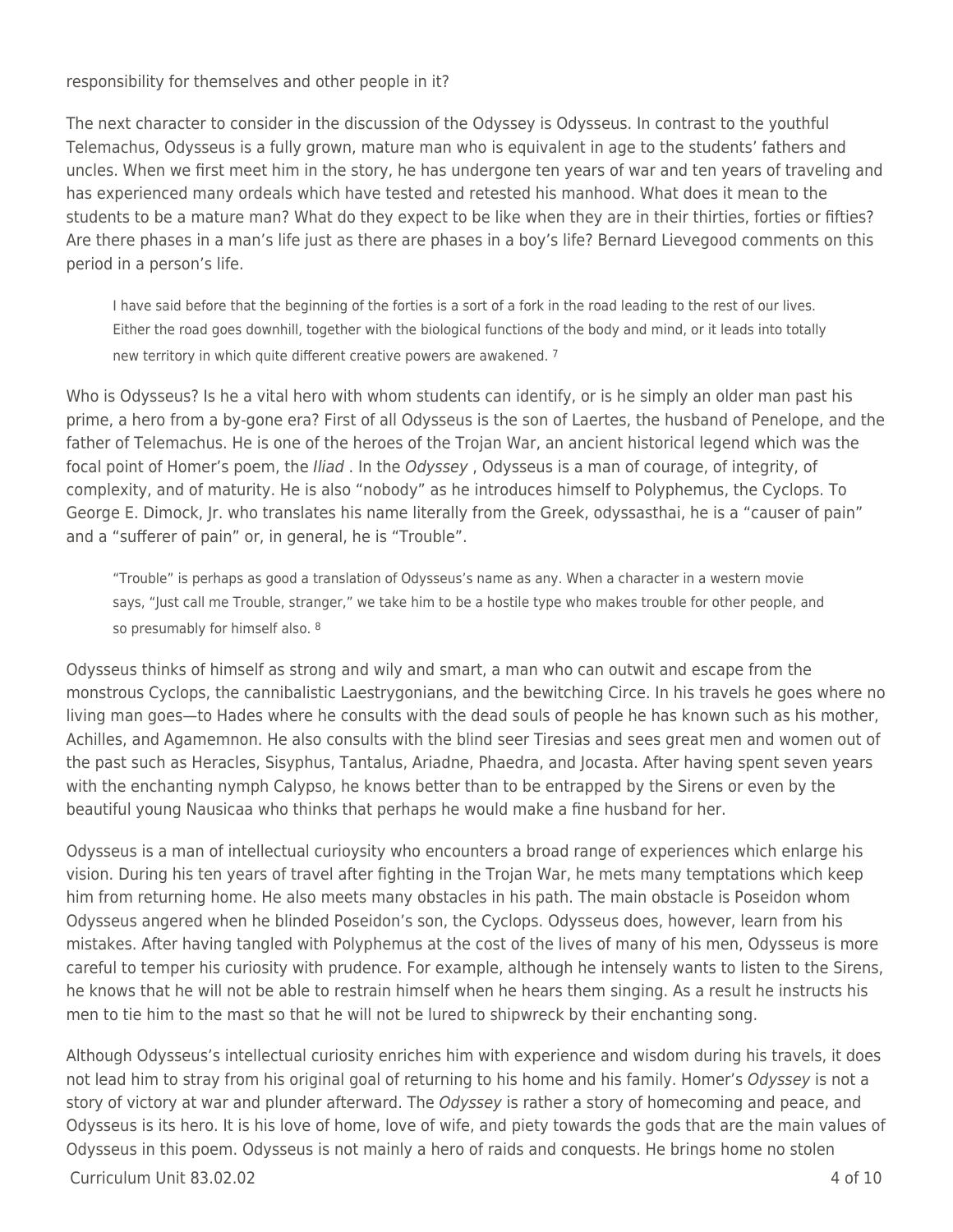responsibility for themselves and other people in it?

The next character to consider in the discussion of the Odyssey is Odysseus. In contrast to the youthful Telemachus, Odysseus is a fully grown, mature man who is equivalent in age to the students' fathers and uncles. When we first meet him in the story, he has undergone ten years of war and ten years of traveling and has experienced many ordeals which have tested and retested his manhood. What does it mean to the students to be a mature man? What do they expect to be like when they are in their thirties, forties or fifties? Are there phases in a man's life just as there are phases in a boy's life? Bernard Lievegood comments on this period in a person's life.

> I have said before that the beginning of the forties is a sort of a fork in the road leading to the rest of our lives. Either the road goes downhill, together with the biological functions of the body and mind, or it leads into totally new territory in which quite different creative powers are awakened. [7]

Who is Odysseus? Is he a vital hero with whom students can identify, or is he simply an older man past his prime, a hero from a by-gone era? First of all Odysseus is the son of Laertes, the husband of Penelope, and the father of Telemachus. He is one of the heroes of the Trojan War, an ancient historical legend which was the focal point of Homer's poem, the *Iliad* . In the *Odyssey* , Odysseus is a man of courage, of integrity, of complexity, and of maturity. He is also "nobody" as he introduces himself to Polyphemus, the Cyclops. To George E. Dimock, Jr. who translates his name literally from the Greek, odyssasthai, he is a "causer of pain" and a "sufferer of pain" or, in general, he is "Trouble".

> "Trouble" is perhaps as good a translation of Odysseus's name as any. When a character in a western movie says, "Just call me Trouble, stranger," we take him to be a hostile type who makes trouble for other people, and so presumably for himself also. [8]

Odysseus thinks of himself as strong and wily and smart, a man who can outwit and escape from the monstrous Cyclops, the cannibalistic Laestrygonians, and the bewitching Circe. In his travels he goes where no living man goes—to Hades where he consults with the dead souls of people he has known such as his mother, Achilles, and Agamemnon. He also consults with the blind seer Tiresias and sees great men and women out of the past such as Heracles, Sisyphus, Tantalus, Ariadne, Phaedra, and Jocasta. After having spent seven years with the enchanting nymph Calypso, he knows better than to be entrapped by the Sirens or even by the beautiful young Nausicaa who thinks that perhaps he would make a fine husband for her.

Odysseus is a man of intellectual curioysity who encounters a broad range of experiences which enlarge his vision. During his ten years of travel after fighting in the Trojan War, he mets many temptations which keep him from returning home. He also meets many obstacles in his path. The main obstacle is Poseidon whom Odysseus angered when he blinded Poseidon's son, the Cyclops. Odysseus does, however, learn from his mistakes. After having tangled with Polyphemus at the cost of the lives of many of his men, Odysseus is more careful to temper his curiosity with prudence. For example, although he intensely wants to listen to the Sirens, he knows that he will not be able to restrain himself when he hears them singing. As a result he instructs his men to tie him to the mast so that he will not be lured to shipwreck by their enchanting song.

Although Odysseus's intellectual curiosity enriches him with experience and wisdom during his travels, it does not lead him to stray from his original goal of returning to his home and his family. Homer's *Odyssey* is not a story of victory at war and plunder afterward. The *Odyssey* is rather a story of homecoming and peace, and Odysseus is its hero. It is his love of home, love of wife, and piety towards the gods that are the main values of Odysseus in this poem. Odysseus is not mainly a hero of raids and conquests. He brings home no stolen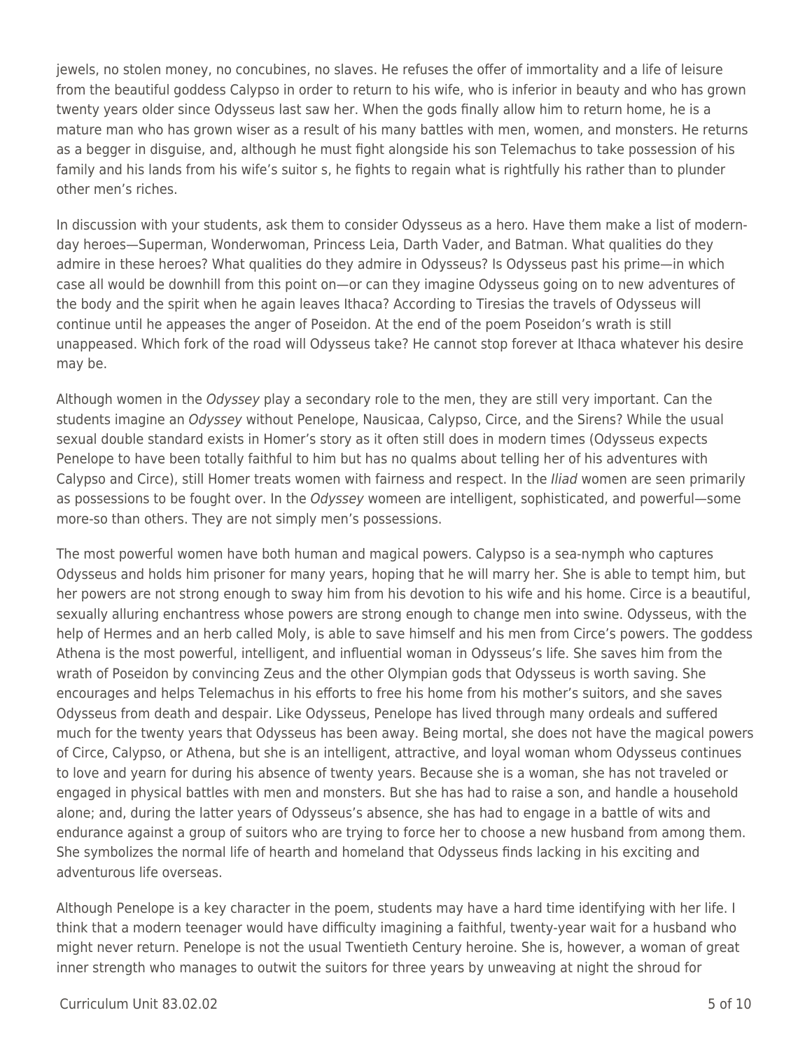jewels, no stolen money, no concubines, no slaves. He refuses the offer of immortality and a life of leisure from the beautiful goddess Calypso in order to return to his wife, who is inferior in beauty and who has grown twenty years older since Odysseus last saw her. When the gods finally allow him to return home, he is a mature man who has grown wiser as a result of his many battles with men, women, and monsters. He returns as a begger in disguise, and, although he must fight alongside his son Telemachus to take possession of his family and his lands from his wife's suitor s, he fights to regain what is rightfully his rather than to plunder other men's riches.

In discussion with your students, ask them to consider Odysseus as a hero. Have them make a list of modern-day heroes—Superman, Wonderwoman, Princess Leia, Darth Vader, and Batman. What qualities do they admire in these heroes? What qualities do they admire in Odysseus? Is Odysseus past his prime—in which case all would be downhill from this point on—or can they imagine Odysseus going on to new adventures of the body and the spirit when he again leaves Ithaca? According to Tiresias the travels of Odysseus will continue until he appeases the anger of Poseidon. At the end of the poem Poseidon's wrath is still unappeased. Which fork of the road will Odysseus take? He cannot stop forever at Ithaca whatever his desire may be.

Although women in the *Odyssey* play a secondary role to the men, they are still very important. Can the students imagine an *Odyssey* without Penelope, Nausicaa, Calypso, Circe, and the Sirens? While the usual sexual double standard exists in Homer's story as it often still does in modern times (Odysseus expects Penelope to have been totally faithful to him but has no qualms about telling her of his adventures with Calypso and Circe), still Homer treats women with fairness and respect. In the *Iliad* women are seen primarily as possessions to be fought over. In the *Odyssey* womeen are intelligent, sophisticated, and powerful—some more-so than others. They are not simply men's possessions.

The most powerful women have both human and magical powers. Calypso is a sea-nymph who captures Odysseus and holds him prisoner for many years, hoping that he will marry her. She is able to tempt him, but her powers are not strong enough to sway him from his devotion to his wife and his home. Circe is a beautiful, sexually alluring enchantress whose powers are strong enough to change men into swine. Odysseus, with the help of Hermes and an herb called Moly, is able to save himself and his men from Circe's powers. The goddess Athena is the most powerful, intelligent, and influential woman in Odysseus's life. She saves him from the wrath of Poseidon by convincing Zeus and the other Olympian gods that Odysseus is worth saving. She encourages and helps Telemachus in his efforts to free his home from his mother's suitors, and she saves Odysseus from death and despair. Like Odysseus, Penelope has lived through many ordeals and suffered much for the twenty years that Odysseus has been away. Being mortal, she does not have the magical powers of Circe, Calypso, or Athena, but she is an intelligent, attractive, and loyal woman whom Odysseus continues to love and yearn for during his absence of twenty years. Because she is a woman, she has not traveled or engaged in physical battles with men and monsters. But she has had to raise a son, and handle a household alone; and, during the latter years of Odysseus's absence, she has had to engage in a battle of wits and endurance against a group of suitors who are trying to force her to choose a new husband from among them. She symbolizes the normal life of hearth and homeland that Odysseus finds lacking in his exciting and adventurous life overseas.

Although Penelope is a key character in the poem, students may have a hard time identifying with her life. I think that a modern teenager would have difficulty imagining a faithful, twenty-year wait for a husband who might never return. Penelope is not the usual Twentieth Century heroine. She is, however, a woman of great inner strength who manages to outwit the suitors for three years by unweaving at night the shroud for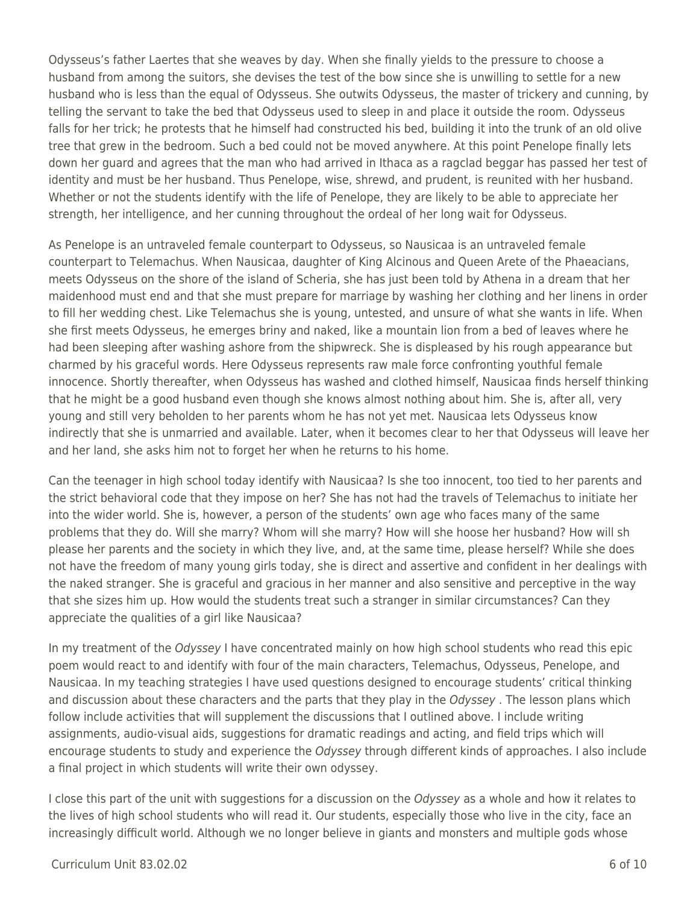Odysseus's father Laertes that she weaves by day. When she finally yields to the pressure to choose a husband from among the suitors, she devises the test of the bow since she is unwilling to settle for a new husband who is less than the equal of Odysseus. She outwits Odysseus, the master of trickery and cunning, by telling the servant to take the bed that Odysseus used to sleep in and place it outside the room. Odysseus falls for her trick; he protests that he himself had constructed his bed, building it into the trunk of an old olive tree that grew in the bedroom. Such a bed could not be moved anywhere. At this point Penelope finally lets down her guard and agrees that the man who had arrived in Ithaca as a ragclad beggar has passed her test of identity and must be her husband. Thus Penelope, wise, shrewd, and prudent, is reunited with her husband. Whether or not the students identify with the life of Penelope, they are likely to be able to appreciate her strength, her intelligence, and her cunning throughout the ordeal of her long wait for Odysseus.

As Penelope is an untraveled female counterpart to Odysseus, so Nausicaa is an untraveled female counterpart to Telemachus. When Nausicaa, daughter of King Alcinous and Queen Arete of the Phaeacians, meets Odysseus on the shore of the island of Scheria, she has just been told by Athena in a dream that her maidenhood must end and that she must prepare for marriage by washing her clothing and her linens in order to fill her wedding chest. Like Telemachus she is young, untested, and unsure of what she wants in life. When she first meets Odysseus, he emerges briny and naked, like a mountain lion from a bed of leaves where he had been sleeping after washing ashore from the shipwreck. She is displeased by his rough appearance but charmed by his graceful words. Here Odysseus represents raw male force confronting youthful female innocence. Shortly thereafter, when Odysseus has washed and clothed himself, Nausicaa finds herself thinking that he might be a good husband even though she knows almost nothing about him. She is, after all, very young and still very beholden to her parents whom he has not yet met. Nausicaa lets Odysseus know indirectly that she is unmarried and available. Later, when it becomes clear to her that Odysseus will leave her and her land, she asks him not to forget her when he returns to his home.

Can the teenager in high school today identify with Nausicaa? Is she too innocent, too tied to her parents and the strict behavioral code that they impose on her? She has not had the travels of Telemachus to initiate her into the wider world. She is, however, a person of the students' own age who faces many of the same problems that they do. Will she marry? Whom will she marry? How will she hoose her husband? How will sh please her parents and the society in which they live, and, at the same time, please herself? While she does not have the freedom of many young girls today, she is direct and assertive and confident in her dealings with the naked stranger. She is graceful and gracious in her manner and also sensitive and perceptive in the way that she sizes him up. How would the students treat such a stranger in similar circumstances? Can they appreciate the qualities of a girl like Nausicaa?

In my treatment of the *Odyssey* I have concentrated mainly on how high school students who read this epic poem would react to and identify with four of the main characters, Telemachus, Odysseus, Penelope, and Nausicaa. In my teaching strategies I have used questions designed to encourage students' critical thinking and discussion about these characters and the parts that they play in the *Odyssey* . The lesson plans which follow include activities that will supplement the discussions that I outlined above. I include writing assignments, audio-visual aids, suggestions for dramatic readings and acting, and field trips which will encourage students to study and experience the *Odyssey* through different kinds of approaches. I also include a final project in which students will write their own odyssey.

I close this part of the unit with suggestions for a discussion on the *Odyssey* as a whole and how it relates to the lives of high school students who will read it. Our students, especially those who live in the city, face an increasingly difficult world. Although we no longer believe in giants and monsters and multiple gods whose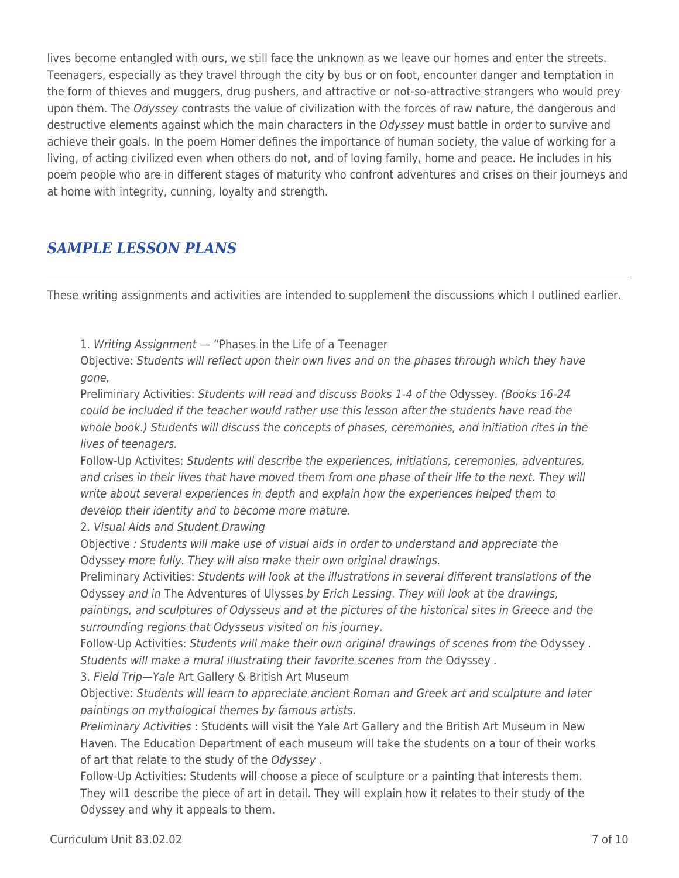lives become entangled with ours, we still face the unknown as we leave our homes and enter the streets. Teenagers, especially as they travel through the city by bus or on foot, encounter danger and temptation in the form of thieves and muggers, drug pushers, and attractive or not-so-attractive strangers who would prey upon them. The *Odyssey* contrasts the value of civilization with the forces of raw nature, the dangerous and destructive elements against which the main characters in the *Odyssey* must battle in order to survive and achieve their goals. In the poem Homer defines the importance of human society, the value of working for a living, of acting civilized even when others do not, and of loving family, home and peace. He includes in his poem people who are in different stages of maturity who confront adventures and crises on their journeys and at home with integrity, cunning, loyalty and strength.

## *SAMPLE LESSON PLANS*

These writing assignments and activities are intended to supplement the discussions which I outlined earlier.

1. *Writing Assignment* — "Phases in the Life of a Teenager

Objective: *Students will reflect upon their own lives and on the phases through which they have gone,*

Preliminary Activities: *Students will read and discuss Books 1-4 of the* Odyssey. *(Books 16-24 could be included if the teacher would rather use this lesson after the students have read the whole book.) Students will discuss the concepts of phases, ceremonies, and initiation rites in the lives of teenagers.*

Follow-Up Activites: *Students will describe the experiences, initiations, ceremonies, adventures, and crises in their lives that have moved them from one phase of their life to the next. They will write about several experiences in depth and explain how the experiences helped them to develop their identity and to become more mature.*

2. *Visual Aids and Student Drawing*

Objective *: Students will make use of visual aids in order to understand and appreciate the* Odyssey *more fully. They will also make their own original drawings.*

Preliminary Activities: *Students will look at the illustrations in several different translations of the* Odyssey *and in* The Adventures of Ulysses *by Erich Lessing. They will look at the drawings, paintings, and sculptures of Odysseus and at the pictures of the historical sites in Greece and the surrounding regions that Odysseus visited on his journey.*

Follow-Up Activities: *Students will make their own original drawings of scenes from the* Odyssey *. Students will make a mural illustrating their favorite scenes from the* Odyssey *.*

3. *Field Trip—Yale* Art Gallery & British Art Museum

Objective: *Students will learn to appreciate ancient Roman and Greek art and sculpture and later paintings on mythological themes by famous artists.*

*Preliminary Activities* : Students will visit the Yale Art Gallery and the British Art Museum in New Haven. The Education Department of each museum will take the students on a tour of their works of art that relate to the study of the *Odyssey* .

Follow-Up Activities: Students will choose a piece of sculpture or a painting that interests them. They wil1 describe the piece of art in detail. They will explain how it relates to their study of the Odyssey and why it appeals to them.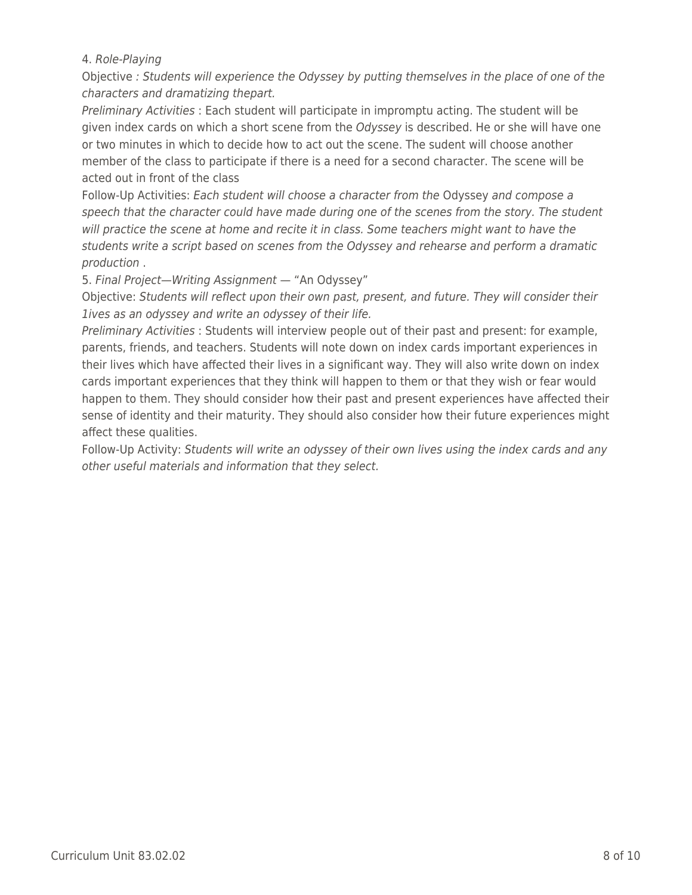4. *Role-Playing*

Objective *: Students will experience the Odyssey by putting themselves in the place of one of the characters and dramatizing thepart.*

*Preliminary Activities* : Each student will participate in impromptu acting. The student will be given index cards on which a short scene from the *Odyssey* is described. He or she will have one or two minutes in which to decide how to act out the scene. The sudent will choose another member of the class to participate if there is a need for a second character. The scene will be acted out in front of the class

Follow-Up Activities: *Each student will choose a character from the* Odyssey *and compose a speech that the character could have made during one of the scenes from the story. The student will practice the scene at home and recite it in class. Some teachers might want to have the students write a script based on scenes from the Odyssey and rehearse and perform a dramatic production* .

5. *Final Project—Writing Assignment* — "An Odyssey"

Objective: *Students will reflect upon their own past, present, and future. They will consider their 1ives as an odyssey and write an odyssey of their life.*

*Preliminary Activities* : Students will interview people out of their past and present: for example, parents, friends, and teachers. Students will note down on index cards important experiences in their lives which have affected their lives in a significant way. They will also write down on index cards important experiences that they think will happen to them or that they wish or fear would happen to them. They should consider how their past and present experiences have affected their sense of identity and their maturity. They should also consider how their future experiences might affect these qualities.

Follow-Up Activity: *Students will write an odyssey of their own lives using the index cards and any other useful materials and information that they select.*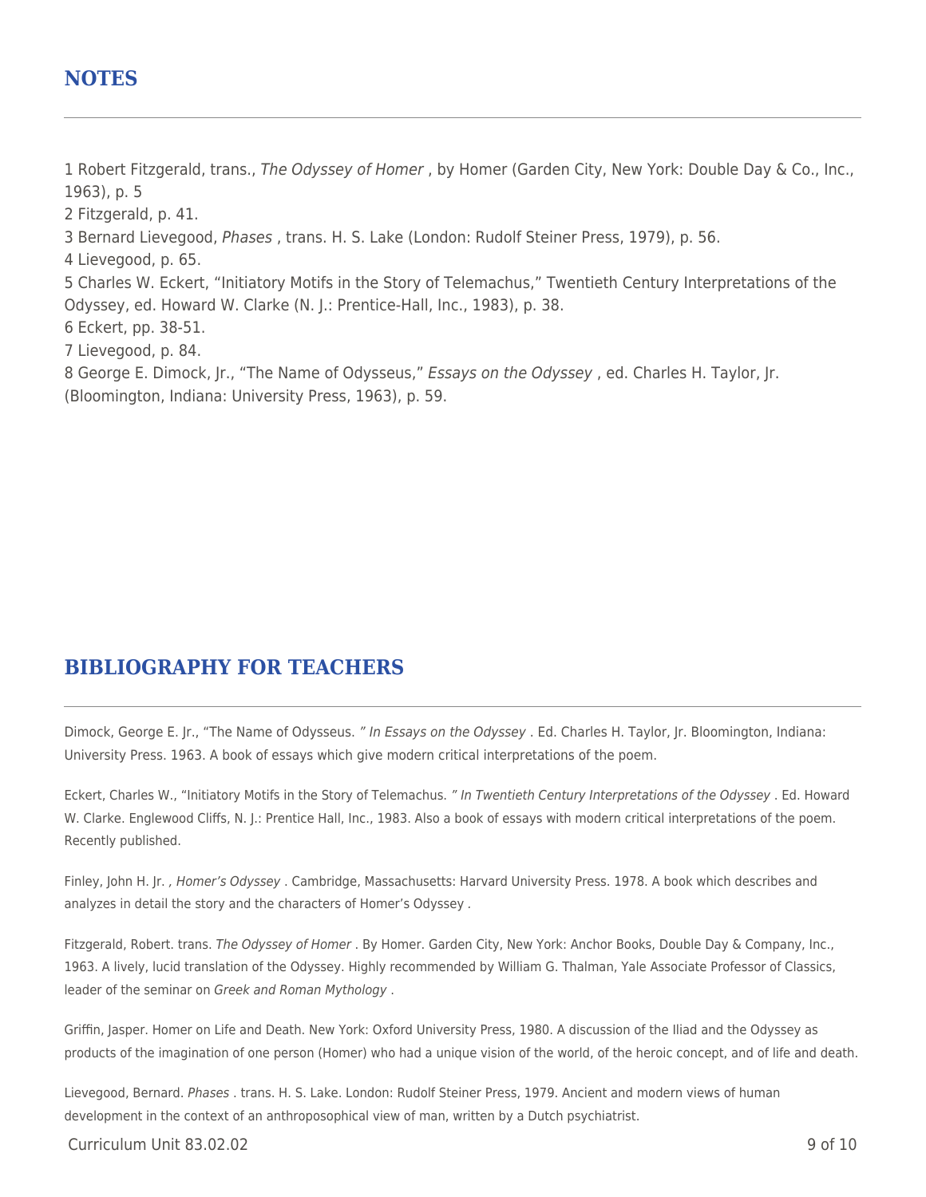## NOTES

1 Robert Fitzgerald, trans., *The Odyssey of Homer* , by Homer (Garden City, New York: Double Day & Co., Inc., 1963), p. 5

2 Fitzgerald, p. 41.

3 Bernard Lievegood, *Phases* , trans. H. S. Lake (London: Rudolf Steiner Press, 1979), p. 56.

4 Lievegood, p. 65.

5 Charles W. Eckert, "Initiatory Motifs in the Story of Telemachus," Twentieth Century Interpretations of the Odyssey, ed. Howard W. Clarke (N. J.: Prentice-Hall, Inc., 1983), p. 38.

6 Eckert, pp. 38-51.

7 Lievegood, p. 84.

8 George E. Dimock, Jr., "The Name of Odysseus," *Essays on the Odyssey* , ed. Charles H. Taylor, Jr. (Bloomington, Indiana: University Press, 1963), p. 59.

## BIBLIOGRAPHY FOR TEACHERS

Dimock, George E. Jr., "The Name of Odysseus. *" In Essays on the Odyssey* . Ed. Charles H. Taylor, Jr. Bloomington, Indiana: University Press. 1963. A book of essays which give modern critical interpretations of the poem.

Eckert, Charles W., "Initiatory Motifs in the Story of Telemachus. *" In Twentieth Century Interpretations of the Odyssey* . Ed. Howard W. Clarke. Englewood Cliffs, N. J.: Prentice Hall, Inc., 1983. Also a book of essays with modern critical interpretations of the poem. Recently published.

Finley, John H. Jr. *, Homer's Odyssey* . Cambridge, Massachusetts: Harvard University Press. 1978. A book which describes and analyzes in detail the story and the characters of Homer's Odyssey .

Fitzgerald, Robert. trans. *The Odyssey of Homer* . By Homer. Garden City, New York: Anchor Books, Double Day & Company, Inc., 1963. A lively, lucid translation of the Odyssey. Highly recommended by William G. Thalman, Yale Associate Professor of Classics, leader of the seminar on *Greek and Roman Mythology* .

Griffin, Jasper. Homer on Life and Death. New York: Oxford University Press, 1980. A discussion of the Iliad and the Odyssey as products of the imagination of one person (Homer) who had a unique vision of the world, of the heroic concept, and of life and death.

Lievegood, Bernard. *Phases* . trans. H. S. Lake. London: Rudolf Steiner Press, 1979. Ancient and modern views of human development in the context of an anthroposophical view of man, written by a Dutch psychiatrist.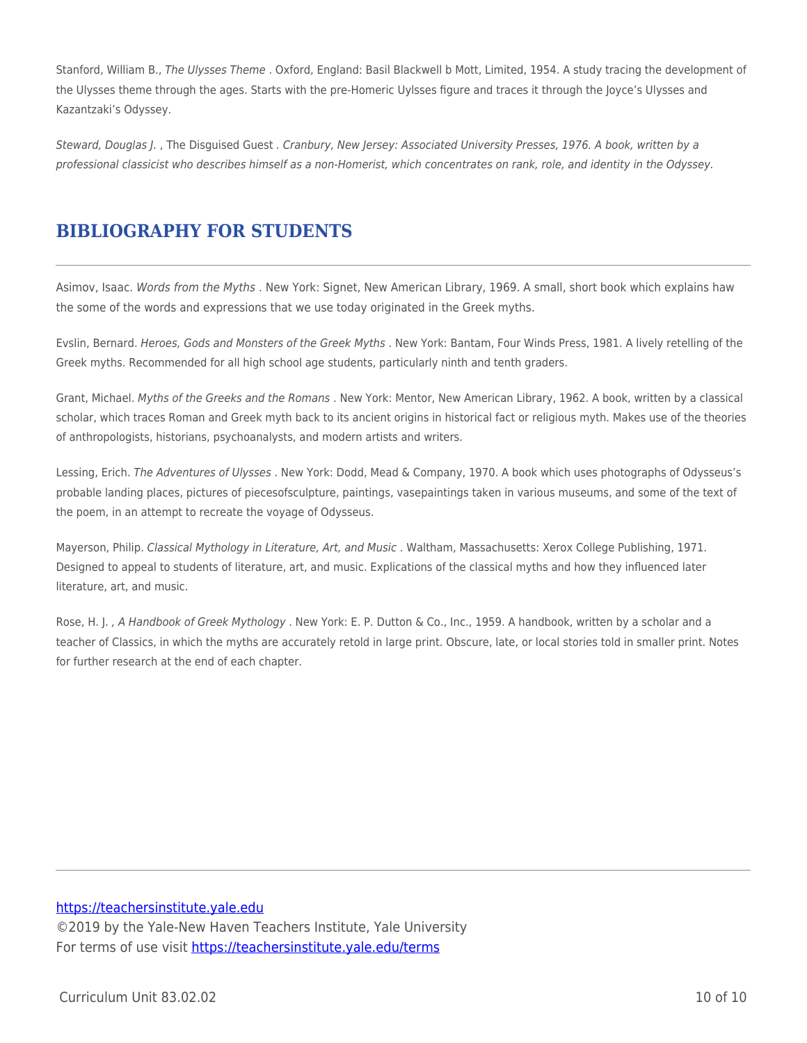Stanford, William B., *The Ulysses Theme* . Oxford, England: Basil Blackwell b Mott, Limited, 1954. A study tracing the development of the Ulysses theme through the ages. Starts with the pre-Homeric Uylsses figure and traces it through the Joyce's Ulysses and Kazantzaki's Odyssey.

*Steward, Douglas J.* , The Disguised Guest . *Cranbury, New Jersey: Associated University Presses, 1976. A book, written by a professional classicist who describes himself as a non-Homerist, which concentrates on rank, role, and identity in the Odyssey.*

## BIBLIOGRAPHY FOR STUDENTS

Asimov, Isaac. *Words from the Myths* . New York: Signet, New American Library, 1969. A small, short book which explains haw the some of the words and expressions that we use today originated in the Greek myths.

Evslin, Bernard. *Heroes, Gods and Monsters of the Greek Myths* . New York: Bantam, Four Winds Press, 1981. A lively retelling of the Greek myths. Recommended for all high school age students, particularly ninth and tenth graders.

Grant, Michael. *Myths of the Greeks and the Romans* . New York: Mentor, New American Library, 1962. A book, written by a classical scholar, which traces Roman and Greek myth back to its ancient origins in historical fact or religious myth. Makes use of the theories of anthropologists, historians, psychoanalysts, and modern artists and writers.

Lessing, Erich. *The Adventures of Ulysses* . New York: Dodd, Mead & Company, 1970. A book which uses photographs of Odysseus's probable landing places, pictures of piecesofsculpture, paintings, vasepaintings taken in various museums, and some of the text of the poem, in an attempt to recreate the voyage of Odysseus.

Mayerson, Philip. *Classical Mythology in Literature, Art, and Music* . Waltham, Massachusetts: Xerox College Publishing, 1971. Designed to appeal to students of literature, art, and music. Explications of the classical myths and how they influenced later literature, art, and music.

Rose, H. J. *, A Handbook of Greek Mythology* . New York: E. P. Dutton & Co., Inc., 1959. A handbook, written by a scholar and a teacher of Classics, in which the myths are accurately retold in large print. Obscure, late, or local stories told in smaller print. Notes for further research at the end of each chapter.

https://teachersinstitute.yale.edu
©2019 by the Yale-New Haven Teachers Institute, Yale University
For terms of use visit https://teachersinstitute.yale.edu/terms